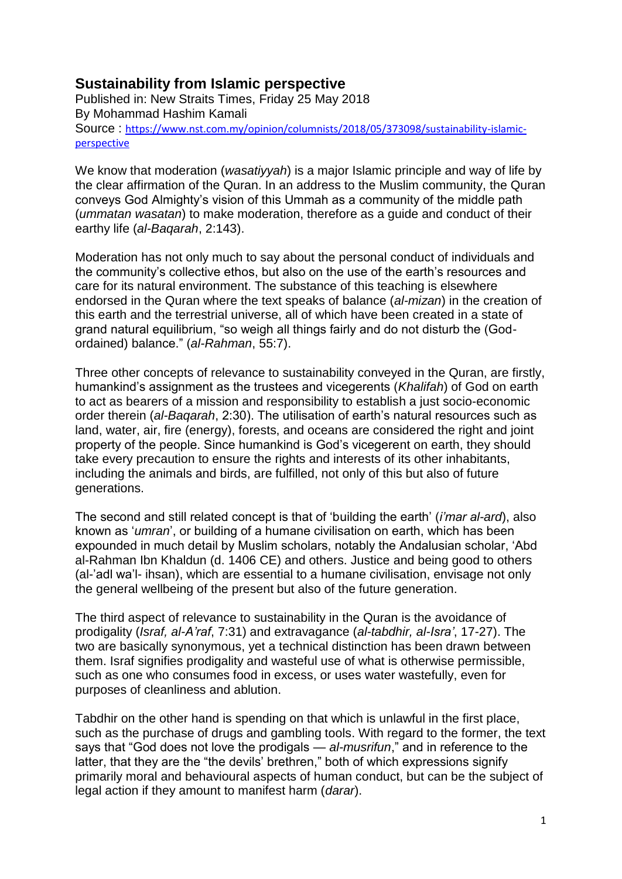# Sustainability from Islamic perspective

Published in: New Straits Times, Friday 25 May 2018
By Mohammad Hashim Kamali
Source : [https://www.nst.com.my/opinion/columnists/2018/05/373098/sustainability-islamic-perspective](https://www.nst.com.my/opinion/columnists/2018/05/373098/sustainability-islamic-perspective)

We know that moderation (*wasatiyyah*) is a major Islamic principle and way of life by the clear affirmation of the Quran. In an address to the Muslim community, the Quran conveys God Almighty's vision of this Ummah as a community of the middle path (*ummatan wasatan*) to make moderation, therefore as a guide and conduct of their earthy life (*al-Baqarah*, 2:143).

Moderation has not only much to say about the personal conduct of individuals and the community's collective ethos, but also on the use of the earth's resources and care for its natural environment. The substance of this teaching is elsewhere endorsed in the Quran where the text speaks of balance (*al-mizan*) in the creation of this earth and the terrestrial universe, all of which have been created in a state of grand natural equilibrium, "so weigh all things fairly and do not disturb the (God-ordained) balance." (*al-Rahman*, 55:7).

Three other concepts of relevance to sustainability conveyed in the Quran, are firstly, humankind's assignment as the trustees and vicegerents (*Khalifah*) of God on earth to act as bearers of a mission and responsibility to establish a just socio-economic order therein (*al-Baqarah*, 2:30). The utilisation of earth's natural resources such as land, water, air, fire (energy), forests, and oceans are considered the right and joint property of the people. Since humankind is God's vicegerent on earth, they should take every precaution to ensure the rights and interests of its other inhabitants, including the animals and birds, are fulfilled, not only of this but also of future generations.

The second and still related concept is that of 'building the earth' (*i'mar al-ard*), also known as '*umran*', or building of a humane civilisation on earth, which has been expounded in much detail by Muslim scholars, notably the Andalusian scholar, 'Abd al-Rahman Ibn Khaldun (d. 1406 CE) and others. Justice and being good to others (al-'adl wa'l- ihsan), which are essential to a humane civilisation, envisage not only the general wellbeing of the present but also of the future generation.

The third aspect of relevance to sustainability in the Quran is the avoidance of prodigality (*Israf, al-A'raf*, 7:31) and extravagance (*al-tabdhir, al-Isra'*, 17-27). The two are basically synonymous, yet a technical distinction has been drawn between them. Israf signifies prodigality and wasteful use of what is otherwise permissible, such as one who consumes food in excess, or uses water wastefully, even for purposes of cleanliness and ablution.

Tabdhir on the other hand is spending on that which is unlawful in the first place, such as the purchase of drugs and gambling tools. With regard to the former, the text says that "God does not love the prodigals — *al-musrifun*," and in reference to the latter, that they are the "the devils' brethren," both of which expressions signify primarily moral and behavioural aspects of human conduct, but can be the subject of legal action if they amount to manifest harm (*darar*).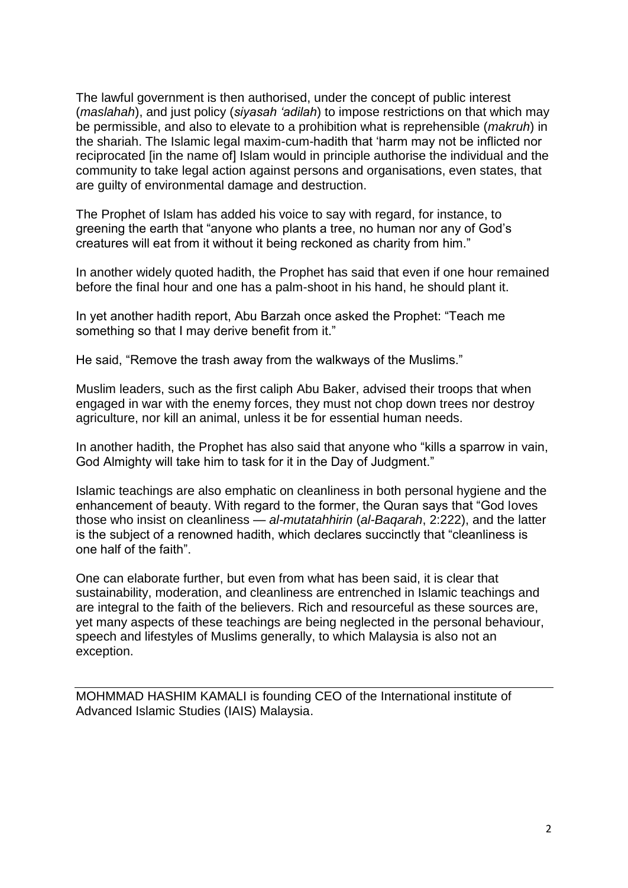The lawful government is then authorised, under the concept of public interest (*maslahah*), and just policy (*siyasah 'adilah*) to impose restrictions on that which may be permissible, and also to elevate to a prohibition what is reprehensible (*makruh*) in the shariah. The Islamic legal maxim-cum-hadith that 'harm may not be inflicted nor reciprocated [in the name of] Islam would in principle authorise the individual and the community to take legal action against persons and organisations, even states, that are guilty of environmental damage and destruction.

The Prophet of Islam has added his voice to say with regard, for instance, to greening the earth that "anyone who plants a tree, no human nor any of God's creatures will eat from it without it being reckoned as charity from him."

In another widely quoted hadith, the Prophet has said that even if one hour remained before the final hour and one has a palm-shoot in his hand, he should plant it.

In yet another hadith report, Abu Barzah once asked the Prophet: "Teach me something so that I may derive benefit from it."

He said, "Remove the trash away from the walkways of the Muslims."

Muslim leaders, such as the first caliph Abu Baker, advised their troops that when engaged in war with the enemy forces, they must not chop down trees nor destroy agriculture, nor kill an animal, unless it be for essential human needs.

In another hadith, the Prophet has also said that anyone who "kills a sparrow in vain, God Almighty will take him to task for it in the Day of Judgment."

Islamic teachings are also emphatic on cleanliness in both personal hygiene and the enhancement of beauty. With regard to the former, the Quran says that "God loves those who insist on cleanliness — *al-mutatahhirin* (*al-Baqarah*, 2:222), and the latter is the subject of a renowned hadith, which declares succinctly that "cleanliness is one half of the faith".

One can elaborate further, but even from what has been said, it is clear that sustainability, moderation, and cleanliness are entrenched in Islamic teachings and are integral to the faith of the believers. Rich and resourceful as these sources are, yet many aspects of these teachings are being neglected in the personal behaviour, speech and lifestyles of Muslims generally, to which Malaysia is also not an exception.

---

MOHMMAD HASHIM KAMALI is founding CEO of the International institute of Advanced Islamic Studies (IAIS) Malaysia.